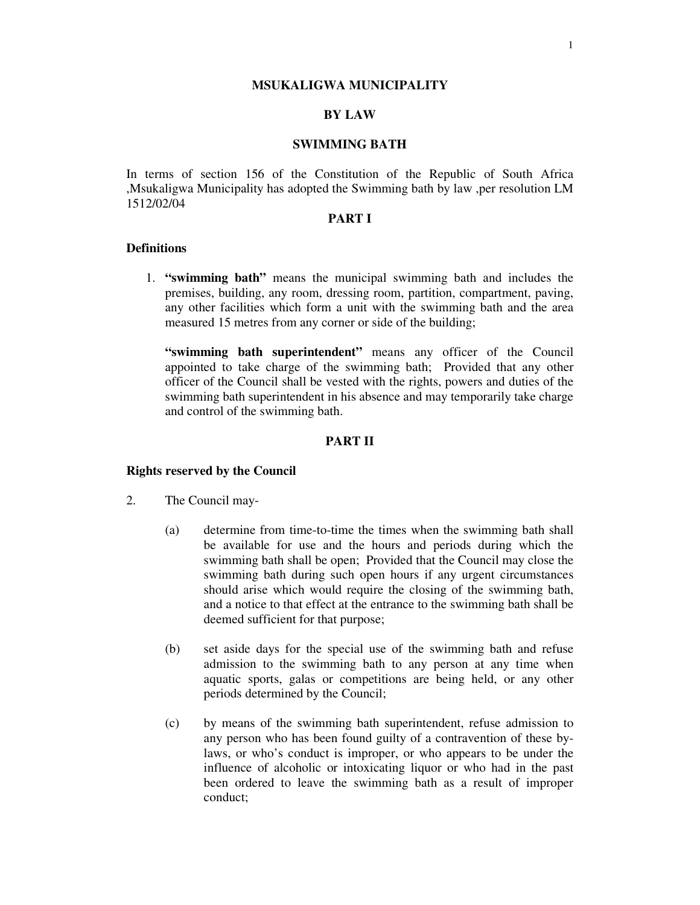# MSUKALIGWA MUNICIPALITY

## BY LAW

## SWIMMING BATH

In terms of section 156 of the Constitution of the Republic of South Africa ,Msukaligwa Municipality has adopted the Swimming bath by law ,per resolution LM 1512/02/04

## PART I

### Definitions

1. **"swimming bath"** means the municipal swimming bath and includes the premises, building, any room, dressing room, partition, compartment, paving, any other facilities which form a unit with the swimming bath and the area measured 15 metres from any corner or side of the building;

   **"swimming bath superintendent"** means any officer of the Council appointed to take charge of the swimming bath; Provided that any other officer of the Council shall be vested with the rights, powers and duties of the swimming bath superintendent in his absence and may temporarily take charge and control of the swimming bath.

## PART II

### Rights reserved by the Council

2. The Council may-

   (a) determine from time-to-time the times when the swimming bath shall be available for use and the hours and periods during which the swimming bath shall be open; Provided that the Council may close the swimming bath during such open hours if any urgent circumstances should arise which would require the closing of the swimming bath, and a notice to that effect at the entrance to the swimming bath shall be deemed sufficient for that purpose;

   (b) set aside days for the special use of the swimming bath and refuse admission to the swimming bath to any person at any time when aquatic sports, galas or competitions are being held, or any other periods determined by the Council;

   (c) by means of the swimming bath superintendent, refuse admission to any person who has been found guilty of a contravention of these by-laws, or who's conduct is improper, or who appears to be under the influence of alcoholic or intoxicating liquor or who had in the past been ordered to leave the swimming bath as a result of improper conduct;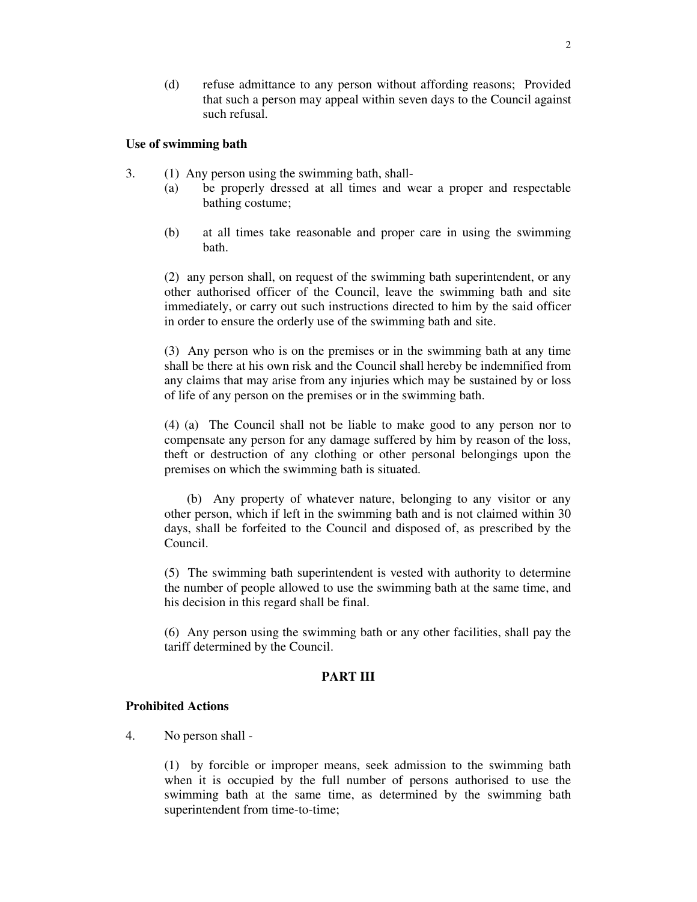(d) refuse admittance to any person without affording reasons; Provided that such a person may appeal within seven days to the Council against such refusal.

**Use of swimming bath**

3. (1) Any person using the swimming bath, shall-

(a) be properly dressed at all times and wear a proper and respectable bathing costume;

(b) at all times take reasonable and proper care in using the swimming bath.

(2) any person shall, on request of the swimming bath superintendent, or any other authorised officer of the Council, leave the swimming bath and site immediately, or carry out such instructions directed to him by the said officer in order to ensure the orderly use of the swimming bath and site.

(3) Any person who is on the premises or in the swimming bath at any time shall be there at his own risk and the Council shall hereby be indemnified from any claims that may arise from any injuries which may be sustained by or loss of life of any person on the premises or in the swimming bath.

(4) (a) The Council shall not be liable to make good to any person nor to compensate any person for any damage suffered by him by reason of the loss, theft or destruction of any clothing or other personal belongings upon the premises on which the swimming bath is situated.

(b) Any property of whatever nature, belonging to any visitor or any other person, which if left in the swimming bath and is not claimed within 30 days, shall be forfeited to the Council and disposed of, as prescribed by the Council.

(5) The swimming bath superintendent is vested with authority to determine the number of people allowed to use the swimming bath at the same time, and his decision in this regard shall be final.

(6) Any person using the swimming bath or any other facilities, shall pay the tariff determined by the Council.

## PART III

**Prohibited Actions**

4. No person shall -

(1) by forcible or improper means, seek admission to the swimming bath when it is occupied by the full number of persons authorised to use the swimming bath at the same time, as determined by the swimming bath superintendent from time-to-time;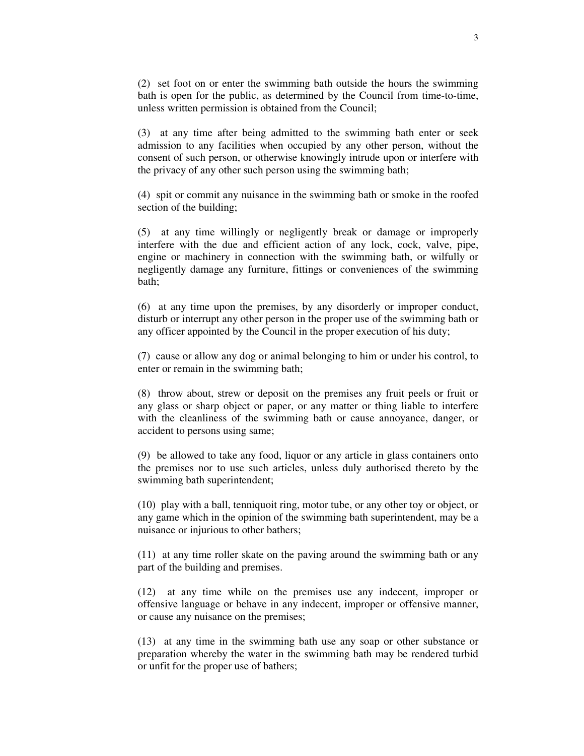(2) set foot on or enter the swimming bath outside the hours the swimming bath is open for the public, as determined by the Council from time-to-time, unless written permission is obtained from the Council;

(3) at any time after being admitted to the swimming bath enter or seek admission to any facilities when occupied by any other person, without the consent of such person, or otherwise knowingly intrude upon or interfere with the privacy of any other such person using the swimming bath;

(4) spit or commit any nuisance in the swimming bath or smoke in the roofed section of the building;

(5) at any time willingly or negligently break or damage or improperly interfere with the due and efficient action of any lock, cock, valve, pipe, engine or machinery in connection with the swimming bath, or wilfully or negligently damage any furniture, fittings or conveniences of the swimming bath;

(6) at any time upon the premises, by any disorderly or improper conduct, disturb or interrupt any other person in the proper use of the swimming bath or any officer appointed by the Council in the proper execution of his duty;

(7) cause or allow any dog or animal belonging to him or under his control, to enter or remain in the swimming bath;

(8) throw about, strew or deposit on the premises any fruit peels or fruit or any glass or sharp object or paper, or any matter or thing liable to interfere with the cleanliness of the swimming bath or cause annoyance, danger, or accident to persons using same;

(9) be allowed to take any food, liquor or any article in glass containers onto the premises nor to use such articles, unless duly authorised thereto by the swimming bath superintendent;

(10) play with a ball, tenniquoit ring, motor tube, or any other toy or object, or any game which in the opinion of the swimming bath superintendent, may be a nuisance or injurious to other bathers;

(11) at any time roller skate on the paving around the swimming bath or any part of the building and premises.

(12) at any time while on the premises use any indecent, improper or offensive language or behave in any indecent, improper or offensive manner, or cause any nuisance on the premises;

(13) at any time in the swimming bath use any soap or other substance or preparation whereby the water in the swimming bath may be rendered turbid or unfit for the proper use of bathers;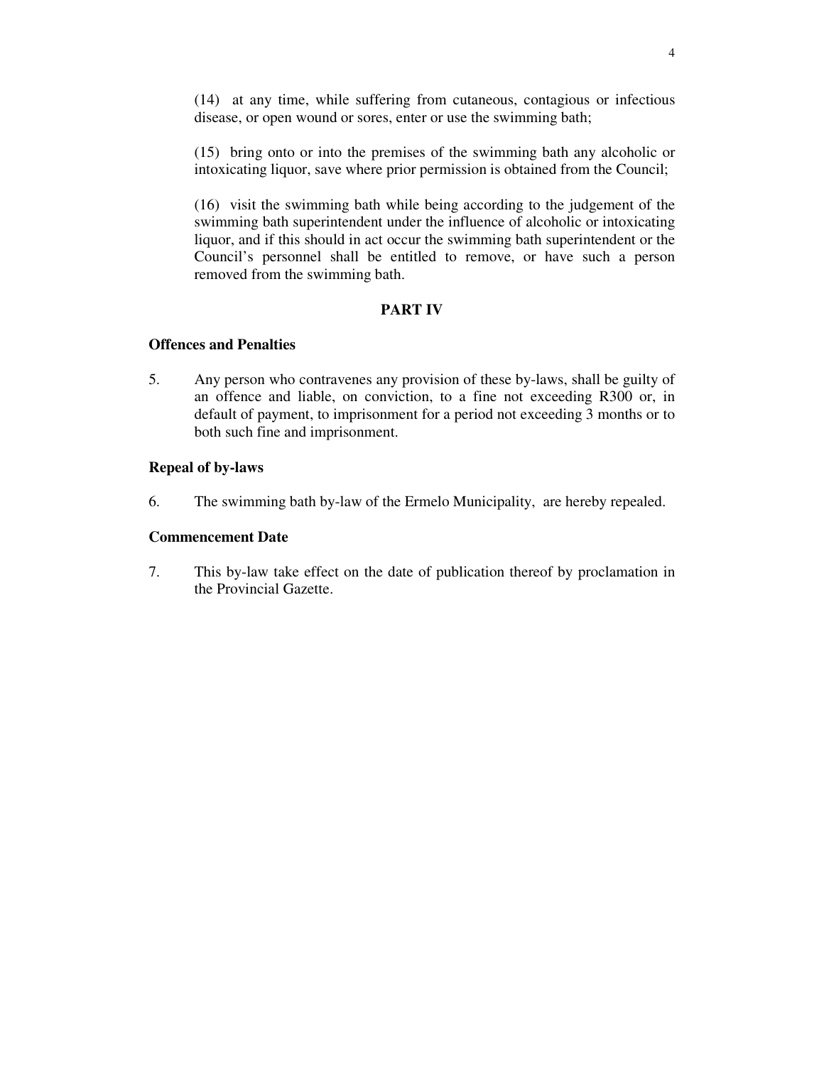(14) at any time, while suffering from cutaneous, contagious or infectious disease, or open wound or sores, enter or use the swimming bath;

(15) bring onto or into the premises of the swimming bath any alcoholic or intoxicating liquor, save where prior permission is obtained from the Council;

(16) visit the swimming bath while being according to the judgement of the swimming bath superintendent under the influence of alcoholic or intoxicating liquor, and if this should in act occur the swimming bath superintendent or the Council's personnel shall be entitled to remove, or have such a person removed from the swimming bath.

## PART IV

**Offences and Penalties**

5. Any person who contravenes any provision of these by-laws, shall be guilty of an offence and liable, on conviction, to a fine not exceeding R300 or, in default of payment, to imprisonment for a period not exceeding 3 months or to both such fine and imprisonment.

**Repeal of by-laws**

6. The swimming bath by-law of the Ermelo Municipality, are hereby repealed.

**Commencement Date**

7. This by-law take effect on the date of publication thereof by proclamation in the Provincial Gazette.